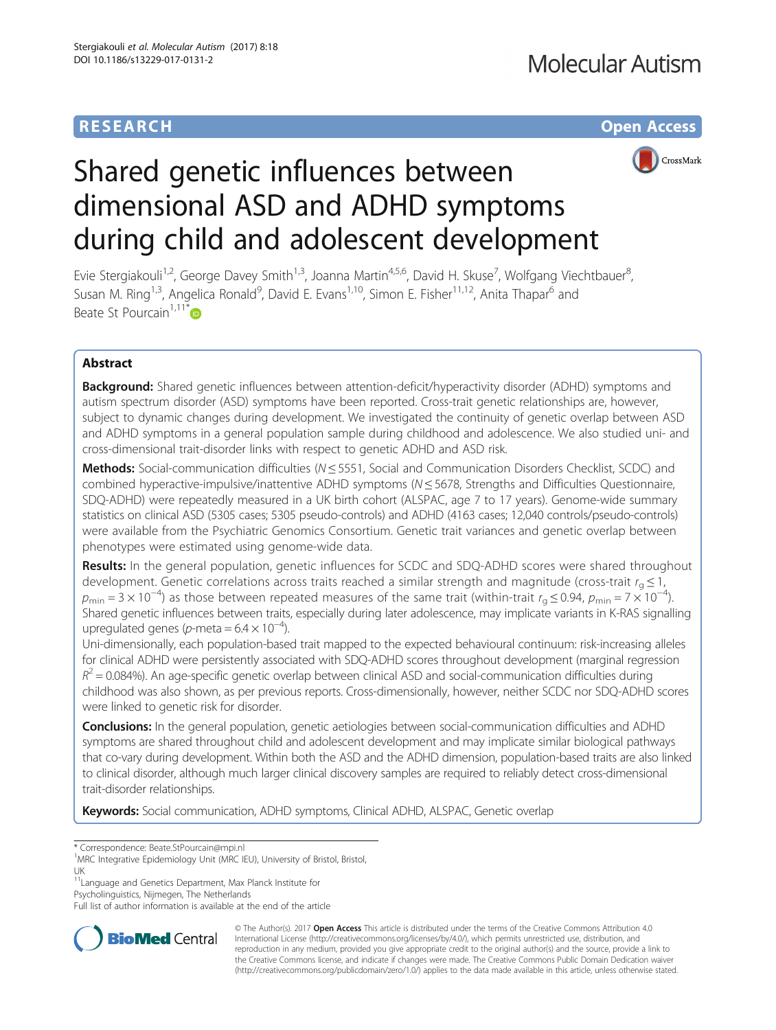RESEARCH

Open Access

# Shared genetic influences between dimensional ASD and ADHD symptoms during child and adolescent development

Evie Stergiakouli[1,2], George Davey Smith[1,3], Joanna Martin[4,5,6], David H. Skuse[7], Wolfgang Viechtbauer[8], Susan M. Ring[1,3], Angelica Ronald[9], David E. Evans[1,10], Simon E. Fisher[11,12], Anita Thapar[6] and Beate St Pourcain[1,11*]

## Abstract

**Background:** Shared genetic influences between attention-deficit/hyperactivity disorder (ADHD) symptoms and autism spectrum disorder (ASD) symptoms have been reported. Cross-trait genetic relationships are, however, subject to dynamic changes during development. We investigated the continuity of genetic overlap between ASD and ADHD symptoms in a general population sample during childhood and adolescence. We also studied uni- and cross-dimensional trait-disorder links with respect to genetic ADHD and ASD risk.

**Methods:** Social-communication difficulties ($N \leq 5551$, Social and Communication Disorders Checklist, SCDC) and combined hyperactive-impulsive/inattentive ADHD symptoms ($N \leq 5678$, Strengths and Difficulties Questionnaire, SDQ-ADHD) were repeatedly measured in a UK birth cohort (ALSPAC, age 7 to 17 years). Genome-wide summary statistics on clinical ASD (5305 cases; 5305 pseudo-controls) and ADHD (4163 cases; 12,040 controls/pseudo-controls) were available from the Psychiatric Genomics Consortium. Genetic trait variances and genetic overlap between phenotypes were estimated using genome-wide data.

**Results:** In the general population, genetic influences for SCDC and SDQ-ADHD scores were shared throughout development. Genetic correlations across traits reached a similar strength and magnitude (cross-trait $r_g \leq 1$, $p_{min} = 3 \times 10^{-4}$) as those between repeated measures of the same trait (within-trait $r_g \leq 0.94$, $p_{min} = 7 \times 10^{-4}$). Shared genetic influences between traits, especially during later adolescence, may implicate variants in K-RAS signalling upregulated genes ($p$-meta $= 6.4 \times 10^{-4}$).

Uni-dimensionally, each population-based trait mapped to the expected behavioural continuum: risk-increasing alleles for clinical ADHD were persistently associated with SDQ-ADHD scores throughout development (marginal regression $R^2 = 0.084\%$). An age-specific genetic overlap between clinical ASD and social-communication difficulties during childhood was also shown, as per previous reports. Cross-dimensionally, however, neither SCDC nor SDQ-ADHD scores were linked to genetic risk for disorder.

**Conclusions:** In the general population, genetic aetiologies between social-communication difficulties and ADHD symptoms are shared throughout child and adolescent development and may implicate similar biological pathways that co-vary during development. Within both the ASD and the ADHD dimension, population-based traits are also linked to clinical disorder, although much larger clinical discovery samples are required to reliably detect cross-dimensional trait-disorder relationships.

**Keywords:** Social communication, ADHD symptoms, Clinical ADHD, ALSPAC, Genetic overlap

\* Correspondence: Beate.StPourcain@mpi.nl
[1]MRC Integrative Epidemiology Unit (MRC IEU), University of Bristol, Bristol, UK
[11]Language and Genetics Department, Max Planck Institute for Psycholinguistics, Nijmegen, The Netherlands
Full list of author information is available at the end of the article

© The Author(s). 2017 **Open Access** This article is distributed under the terms of the Creative Commons Attribution 4.0 International License (http://creativecommons.org/licenses/by/4.0/), which permits unrestricted use, distribution, and reproduction in any medium, provided you give appropriate credit to the original author(s) and the source, provide a link to the Creative Commons license, and indicate if changes were made. The Creative Commons Public Domain Dedication waiver (http://creativecommons.org/publicdomain/zero/1.0/) applies to the data made available in this article, unless otherwise stated.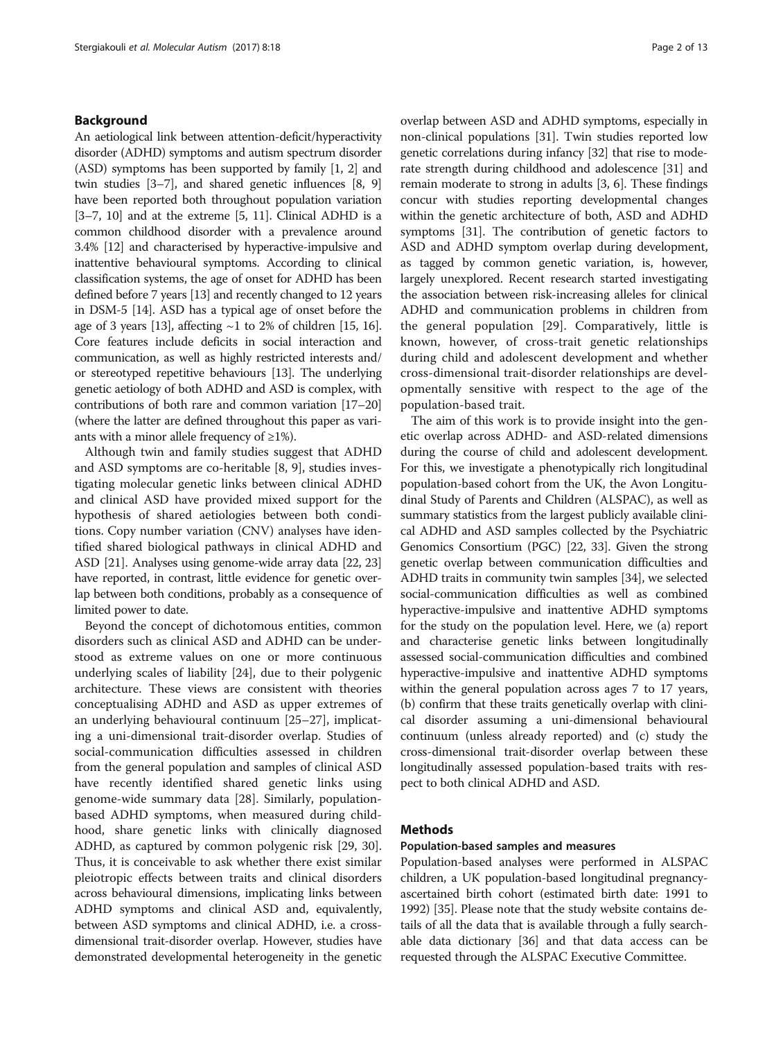## Background

An aetiological link between attention-deficit/hyperactivity disorder (ADHD) symptoms and autism spectrum disorder (ASD) symptoms has been supported by family [1, 2] and twin studies [3–7], and shared genetic influences [8, 9] have been reported both throughout population variation [3–7, 10] and at the extreme [5, 11]. Clinical ADHD is a common childhood disorder with a prevalence around 3.4% [12] and characterised by hyperactive-impulsive and inattentive behavioural symptoms. According to clinical classification systems, the age of onset for ADHD has been defined before 7 years [13] and recently changed to 12 years in DSM-5 [14]. ASD has a typical age of onset before the age of 3 years [13], affecting ~1 to 2% of children [15, 16]. Core features include deficits in social interaction and communication, as well as highly restricted interests and/or stereotyped repetitive behaviours [13]. The underlying genetic aetiology of both ADHD and ASD is complex, with contributions of both rare and common variation [17–20] (where the latter are defined throughout this paper as variants with a minor allele frequency of ≥1%).

Although twin and family studies suggest that ADHD and ASD symptoms are co-heritable [8, 9], studies investigating molecular genetic links between clinical ADHD and clinical ASD have provided mixed support for the hypothesis of shared aetiologies between both conditions. Copy number variation (CNV) analyses have identified shared biological pathways in clinical ADHD and ASD [21]. Analyses using genome-wide array data [22, 23] have reported, in contrast, little evidence for genetic overlap between both conditions, probably as a consequence of limited power to date.

Beyond the concept of dichotomous entities, common disorders such as clinical ASD and ADHD can be understood as extreme values on one or more continuous underlying scales of liability [24], due to their polygenic architecture. These views are consistent with theories conceptualising ADHD and ASD as upper extremes of an underlying behavioural continuum [25–27], implicating a uni-dimensional trait-disorder overlap. Studies of social-communication difficulties assessed in children from the general population and samples of clinical ASD have recently identified shared genetic links using genome-wide summary data [28]. Similarly, population-based ADHD symptoms, when measured during childhood, share genetic links with clinically diagnosed ADHD, as captured by common polygenic risk [29, 30]. Thus, it is conceivable to ask whether there exist similar pleiotropic effects between traits and clinical disorders across behavioural dimensions, implicating links between ADHD symptoms and clinical ASD and, equivalently, between ASD symptoms and clinical ADHD, i.e. a cross-dimensional trait-disorder overlap. However, studies have demonstrated developmental heterogeneity in the genetic overlap between ASD and ADHD symptoms, especially in non-clinical populations [31]. Twin studies reported low genetic correlations during infancy [32] that rise to moderate strength during childhood and adolescence [31] and remain moderate to strong in adults [3, 6]. These findings concur with studies reporting developmental changes within the genetic architecture of both, ASD and ADHD symptoms [31]. The contribution of genetic factors to ASD and ADHD symptom overlap during development, as tagged by common genetic variation, is, however, largely unexplored. Recent research started investigating the association between risk-increasing alleles for clinical ADHD and communication problems in children from the general population [29]. Comparatively, little is known, however, of cross-trait genetic relationships during child and adolescent development and whether cross-dimensional trait-disorder relationships are developmentally sensitive with respect to the age of the population-based trait.

The aim of this work is to provide insight into the genetic overlap across ADHD- and ASD-related dimensions during the course of child and adolescent development. For this, we investigate a phenotypically rich longitudinal population-based cohort from the UK, the Avon Longitudinal Study of Parents and Children (ALSPAC), as well as summary statistics from the largest publicly available clinical ADHD and ASD samples collected by the Psychiatric Genomics Consortium (PGC) [22, 33]. Given the strong genetic overlap between communication difficulties and ADHD traits in community twin samples [34], we selected social-communication difficulties as well as combined hyperactive-impulsive and inattentive ADHD symptoms for the study on the population level. Here, we (a) report and characterise genetic links between longitudinally assessed social-communication difficulties and combined hyperactive-impulsive and inattentive ADHD symptoms within the general population across ages 7 to 17 years, (b) confirm that these traits genetically overlap with clinical disorder assuming a uni-dimensional behavioural continuum (unless already reported) and (c) study the cross-dimensional trait-disorder overlap between these longitudinally assessed population-based traits with respect to both clinical ADHD and ASD.

## Methods

### Population-based samples and measures

Population-based analyses were performed in ALSPAC children, a UK population-based longitudinal pregnancy-ascertained birth cohort (estimated birth date: 1991 to 1992) [35]. Please note that the study website contains details of all the data that is available through a fully searchable data dictionary [36] and that data access can be requested through the ALSPAC Executive Committee.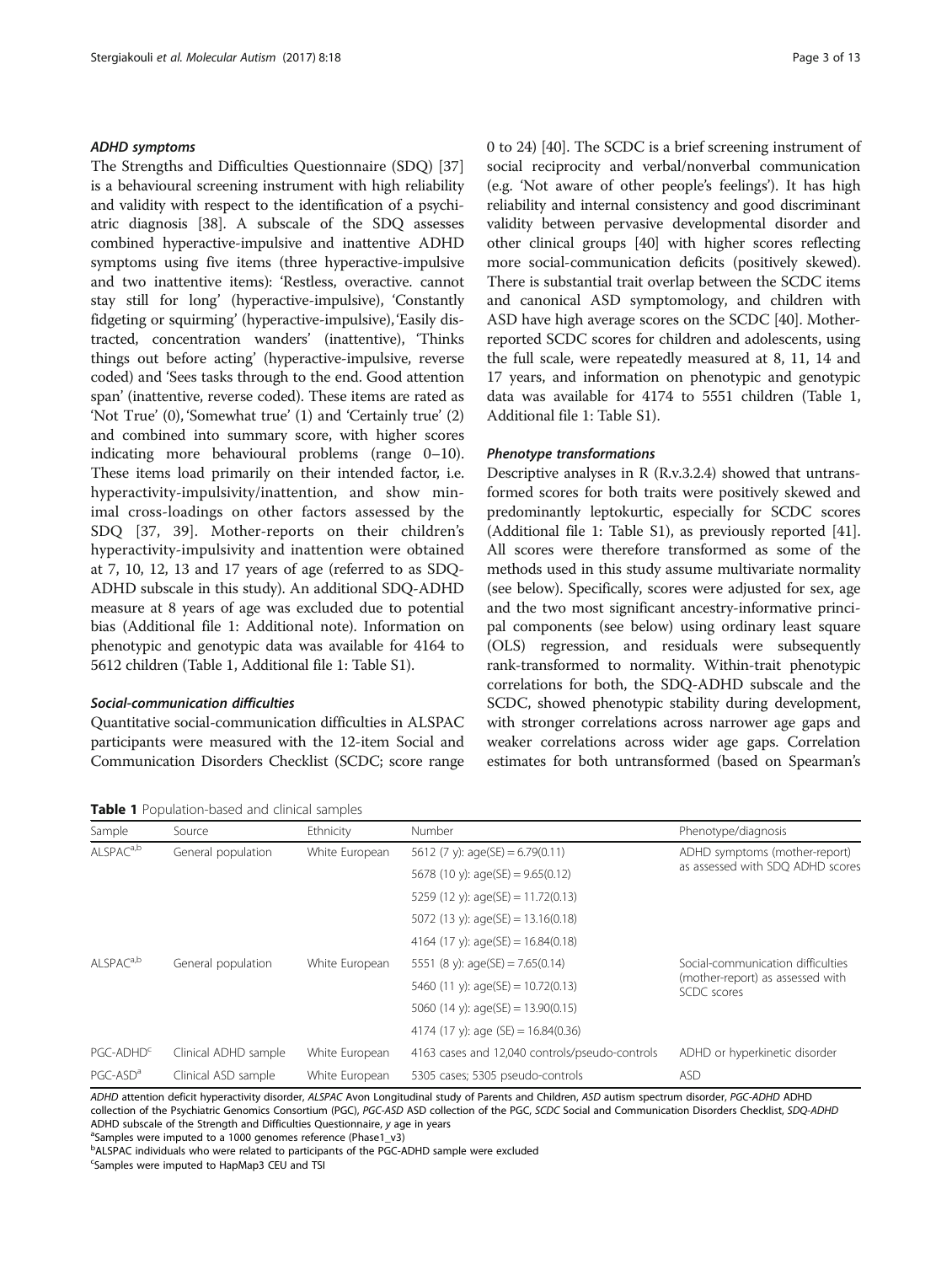### *ADHD symptoms*

The Strengths and Difficulties Questionnaire (SDQ) [37] is a behavioural screening instrument with high reliability and validity with respect to the identification of a psychiatric diagnosis [38]. A subscale of the SDQ assesses combined hyperactive-impulsive and inattentive ADHD symptoms using five items (three hyperactive-impulsive and two inattentive items): 'Restless, overactive. cannot stay still for long' (hyperactive-impulsive), 'Constantly fidgeting or squirming' (hyperactive-impulsive), 'Easily distracted, concentration wanders' (inattentive), 'Thinks things out before acting' (hyperactive-impulsive, reverse coded) and 'Sees tasks through to the end. Good attention span' (inattentive, reverse coded). These items are rated as 'Not True' (0), 'Somewhat true' (1) and 'Certainly true' (2) and combined into summary score, with higher scores indicating more behavioural problems (range 0–10). These items load primarily on their intended factor, i.e. hyperactivity-impulsivity/inattention, and show minimal cross-loadings on other factors assessed by the SDQ [37, 39]. Mother-reports on their children's hyperactivity-impulsivity and inattention were obtained at 7, 10, 12, 13 and 17 years of age (referred to as SDQ-ADHD subscale in this study). An additional SDQ-ADHD measure at 8 years of age was excluded due to potential bias (Additional file 1: Additional note). Information on phenotypic and genotypic data was available for 4164 to 5612 children (Table 1, Additional file 1: Table S1).

### *Social-communication difficulties*

Quantitative social-communication difficulties in ALSPAC participants were measured with the 12-item Social and Communication Disorders Checklist (SCDC; score range 0 to 24) [40]. The SCDC is a brief screening instrument of social reciprocity and verbal/nonverbal communication (e.g. 'Not aware of other people's feelings'). It has high reliability and internal consistency and good discriminant validity between pervasive developmental disorder and other clinical groups [40] with higher scores reflecting more social-communication deficits (positively skewed). There is substantial trait overlap between the SCDC items and canonical ASD symptomology, and children with ASD have high average scores on the SCDC [40]. Mother-reported SCDC scores for children and adolescents, using the full scale, were repeatedly measured at 8, 11, 14 and 17 years, and information on phenotypic and genotypic data was available for 4174 to 5551 children (Table 1, Additional file 1: Table S1).

### *Phenotype transformations*

Descriptive analyses in R (R.v.3.2.4) showed that untransformed scores for both traits were positively skewed and predominantly leptokurtic, especially for SCDC scores (Additional file 1: Table S1), as previously reported [41]. All scores were therefore transformed as some of the methods used in this study assume multivariate normality (see below). Specifically, scores were adjusted for sex, age and the two most significant ancestry-informative principal components (see below) using ordinary least square (OLS) regression, and residuals were subsequently rank-transformed to normality. Within-trait phenotypic correlations for both, the SDQ-ADHD subscale and the SCDC, showed phenotypic stability during development, with stronger correlations across narrower age gaps and weaker correlations across wider age gaps. Correlation estimates for both untransformed (based on Spearman's

**Table 1** Population-based and clinical samples

| Sample | Source | Ethnicity | Number | Phenotype/diagnosis |
|---|---|---|---|---|
| ALSPAC[a,b] | General population | White European | 5612 (7 y): age(SE) = 6.79(0.11) | ADHD symptoms (mother-report) as assessed with SDQ ADHD scores |
| | | | 5678 (10 y): age(SE) = 9.65(0.12) | |
| | | | 5259 (12 y): age(SE) = 11.72(0.13) | |
| | | | 5072 (13 y): age(SE) = 13.16(0.18) | |
| | | | 4164 (17 y): age(SE) = 16.84(0.18) | |
| ALSPAC[a,b] | General population | White European | 5551 (8 y): age(SE) = 7.65(0.14) | Social-communication difficulties (mother-report) as assessed with SCDC scores |
| | | | 5460 (11 y): age(SE) = 10.72(0.13) | |
| | | | 5060 (14 y): age(SE) = 13.90(0.15) | |
| | | | 4174 (17 y): age (SE) = 16.84(0.36) | |
| PGC-ADHD[c] | Clinical ADHD sample | White European | 4163 cases and 12,040 controls/pseudo-controls | ADHD or hyperkinetic disorder |
| PGC-ASD[a] | Clinical ASD sample | White European | 5305 cases; 5305 pseudo-controls | ASD |

*ADHD* attention deficit hyperactivity disorder, *ALSPAC* Avon Longitudinal study of Parents and Children, *ASD* autism spectrum disorder, *PGC-ADHD* ADHD collection of the Psychiatric Genomics Consortium (PGC), *PGC-ASD* ASD collection of the PGC, *SCDC* Social and Communication Disorders Checklist, *SDQ-ADHD* ADHD subscale of the Strength and Difficulties Questionnaire, *y* age in years

[a]Samples were imputed to a 1000 genomes reference (Phase1_v3)

[b]ALSPAC individuals who were related to participants of the PGC-ADHD sample were excluded

[c]Samples were imputed to HapMap3 CEU and TSI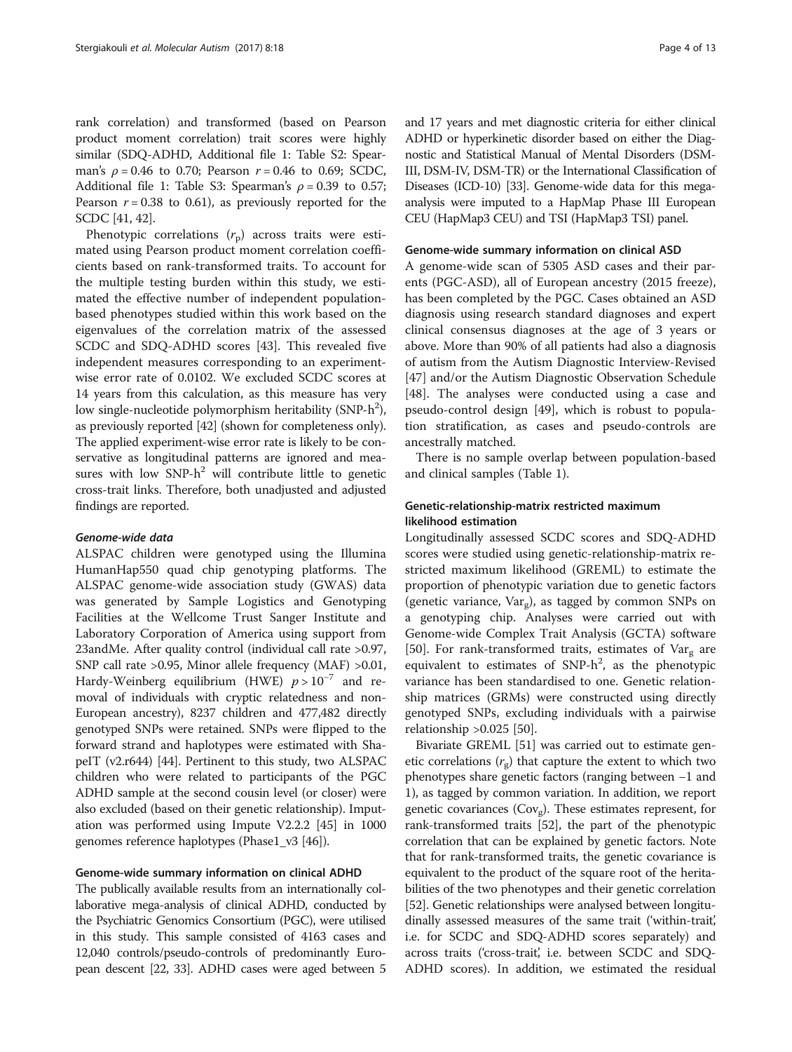rank correlation) and transformed (based on Pearson product moment correlation) trait scores were highly similar (SDQ-ADHD, Additional file 1: Table S2: Spearman's $\rho = 0.46$ to 0.70; Pearson $r = 0.46$ to 0.69; SCDC, Additional file 1: Table S3: Spearman's $\rho = 0.39$ to 0.57; Pearson $r = 0.38$ to 0.61), as previously reported for the SCDC [41, 42].

Phenotypic correlations ($r_p$) across traits were estimated using Pearson product moment correlation coefficients based on rank-transformed traits. To account for the multiple testing burden within this study, we estimated the effective number of independent population-based phenotypes studied within this work based on the eigenvalues of the correlation matrix of the assessed SCDC and SDQ-ADHD scores [43]. This revealed five independent measures corresponding to an experiment-wise error rate of 0.0102. We excluded SCDC scores at 14 years from this calculation, as this measure has very low single-nucleotide polymorphism heritability (SNP-$h^2$), as previously reported [42] (shown for completeness only). The applied experiment-wise error rate is likely to be conservative as longitudinal patterns are ignored and measures with low SNP-$h^2$ will contribute little to genetic cross-trait links. Therefore, both unadjusted and adjusted findings are reported.

#### *Genome-wide data*

ALSPAC children were genotyped using the Illumina HumanHap550 quad chip genotyping platforms. The ALSPAC genome-wide association study (GWAS) data was generated by Sample Logistics and Genotyping Facilities at the Wellcome Trust Sanger Institute and Laboratory Corporation of America using support from 23andMe. After quality control (individual call rate >0.97, SNP call rate >0.95, Minor allele frequency (MAF) >0.01, Hardy-Weinberg equilibrium (HWE) $p > 10^{-7}$ and removal of individuals with cryptic relatedness and non-European ancestry), 8237 children and 477,482 directly genotyped SNPs were retained. SNPs were flipped to the forward strand and haplotypes were estimated with ShapeIT (v2.r644) [44]. Pertinent to this study, two ALSPAC children who were related to participants of the PGC ADHD sample at the second cousin level (or closer) were also excluded (based on their genetic relationship). Imputation was performed using Impute V2.2.2 [45] in 1000 genomes reference haplotypes (Phase1_v3 [46]).

### Genome-wide summary information on clinical ADHD

The publically available results from an internationally collaborative mega-analysis of clinical ADHD, conducted by the Psychiatric Genomics Consortium (PGC), were utilised in this study. This sample consisted of 4163 cases and 12,040 controls/pseudo-controls of predominantly European descent [22, 33]. ADHD cases were aged between 5 and 17 years and met diagnostic criteria for either clinical ADHD or hyperkinetic disorder based on either the Diagnostic and Statistical Manual of Mental Disorders (DSM-III, DSM-IV, DSM-TR) or the International Classification of Diseases (ICD-10) [33]. Genome-wide data for this mega-analysis were imputed to a HapMap Phase III European CEU (HapMap3 CEU) and TSI (HapMap3 TSI) panel.

### Genome-wide summary information on clinical ASD

A genome-wide scan of 5305 ASD cases and their parents (PGC-ASD), all of European ancestry (2015 freeze), has been completed by the PGC. Cases obtained an ASD diagnosis using research standard diagnoses and expert clinical consensus diagnoses at the age of 3 years or above. More than 90% of all patients had also a diagnosis of autism from the Autism Diagnostic Interview-Revised [47] and/or the Autism Diagnostic Observation Schedule [48]. The analyses were conducted using a case and pseudo-control design [49], which is robust to population stratification, as cases and pseudo-controls are ancestrally matched.

There is no sample overlap between population-based and clinical samples (Table 1).

### Genetic-relationship-matrix restricted maximum likelihood estimation

Longitudinally assessed SCDC scores and SDQ-ADHD scores were studied using genetic-relationship-matrix restricted maximum likelihood (GREML) to estimate the proportion of phenotypic variation due to genetic factors (genetic variance, $Var_g$), as tagged by common SNPs on a genotyping chip. Analyses were carried out with Genome-wide Complex Trait Analysis (GCTA) software [50]. For rank-transformed traits, estimates of $Var_g$ are equivalent to estimates of SNP-$h^2$, as the phenotypic variance has been standardised to one. Genetic relationship matrices (GRMs) were constructed using directly genotyped SNPs, excluding individuals with a pairwise relationship >0.025 [50].

Bivariate GREML [51] was carried out to estimate genetic correlations ($r_g$) that capture the extent to which two phenotypes share genetic factors (ranging between −1 and 1), as tagged by common variation. In addition, we report genetic covariances ($Cov_g$). These estimates represent, for rank-transformed traits [52], the part of the phenotypic correlation that can be explained by genetic factors. Note that for rank-transformed traits, the genetic covariance is equivalent to the product of the square root of the heritabilities of the two phenotypes and their genetic correlation [52]. Genetic relationships were analysed between longitudinally assessed measures of the same trait ('within-trait', i.e. for SCDC and SDQ-ADHD scores separately) and across traits ('cross-trait', i.e. between SCDC and SDQ-ADHD scores). In addition, we estimated the residual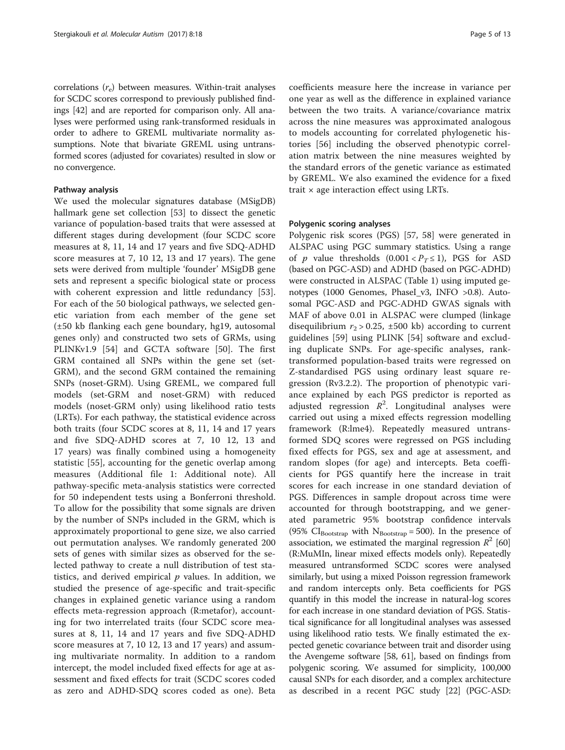correlations ($r_e$) between measures. Within-trait analyses for SCDC scores correspond to previously published findings [42] and are reported for comparison only. All analyses were performed using rank-transformed residuals in order to adhere to GREML multivariate normality assumptions. Note that bivariate GREML using untransformed scores (adjusted for covariates) resulted in slow or no convergence.

#### Pathway analysis

We used the molecular signatures database (MSigDB) hallmark gene set collection [53] to dissect the genetic variance of population-based traits that were assessed at different stages during development (four SCDC score measures at 8, 11, 14 and 17 years and five SDQ-ADHD score measures at 7, 10 12, 13 and 17 years). The gene sets were derived from multiple 'founder' MSigDB gene sets and represent a specific biological state or process with coherent expression and little redundancy [53]. For each of the 50 biological pathways, we selected genetic variation from each member of the gene set (±50 kb flanking each gene boundary, hg19, autosomal genes only) and constructed two sets of GRMs, using PLINKv1.9 [54] and GCTA software [50]. The first GRM contained all SNPs within the gene set (set-GRM), and the second GRM contained the remaining SNPs (noset-GRM). Using GREML, we compared full models (set-GRM and noset-GRM) with reduced models (noset-GRM only) using likelihood ratio tests (LRTs). For each pathway, the statistical evidence across both traits (four SCDC scores at 8, 11, 14 and 17 years and five SDQ-ADHD scores at 7, 10 12, 13 and 17 years) was finally combined using a homogeneity statistic [55], accounting for the genetic overlap among measures (Additional file 1: Additional note). All pathway-specific meta-analysis statistics were corrected for 50 independent tests using a Bonferroni threshold. To allow for the possibility that some signals are driven by the number of SNPs included in the GRM, which is approximately proportional to gene size, we also carried out permutation analyses. We randomly generated 200 sets of genes with similar sizes as observed for the selected pathway to create a null distribution of test statistics, and derived empirical $p$ values. In addition, we studied the presence of age-specific and trait-specific changes in explained genetic variance using a random effects meta-regression approach (R:metafor), accounting for two interrelated traits (four SCDC score measures at 8, 11, 14 and 17 years and five SDQ-ADHD score measures at 7, 10 12, 13 and 17 years) and assuming multivariate normality. In addition to a random intercept, the model included fixed effects for age at assessment and fixed effects for trait (SCDC scores coded as zero and ADHD-SDQ scores coded as one). Beta coefficients measure here the increase in variance per one year as well as the difference in explained variance between the two traits. A variance/covariance matrix across the nine measures was approximated analogous to models accounting for correlated phylogenetic histories [56] including the observed phenotypic correlation matrix between the nine measures weighted by the standard errors of the genetic variance as estimated by GREML. We also examined the evidence for a fixed trait × age interaction effect using LRTs.

#### Polygenic scoring analyses

Polygenic risk scores (PGS) [57, 58] were generated in ALSPAC using PGC summary statistics. Using a range of $p$ value thresholds ($0.001 < P_T \leq 1$), PGS for ASD (based on PGC-ASD) and ADHD (based on PGC-ADHD) were constructed in ALSPAC (Table 1) using imputed genotypes (1000 Genomes, PhaseI_v3, INFO >0.8). Autosomal PGC-ASD and PGC-ADHD GWAS signals with MAF of above 0.01 in ALSPAC were clumped (linkage disequilibrium $r_2 > 0.25$, ±500 kb) according to current guidelines [59] using PLINK [54] software and excluding duplicate SNPs. For age-specific analyses, rank-transformed population-based traits were regressed on Z-standardised PGS using ordinary least square regression (Rv3.2.2). The proportion of phenotypic variance explained by each PGS predictor is reported as adjusted regression $R^2$. Longitudinal analyses were carried out using a mixed effects regression modelling framework (R:lme4). Repeatedly measured untransformed SDQ scores were regressed on PGS including fixed effects for PGS, sex and age at assessment, and random slopes (for age) and intercepts. Beta coefficients for PGS quantify here the increase in trait scores for each increase in one standard deviation of PGS. Differences in sample dropout across time were accounted for through bootstrapping, and we generated parametric 95% bootstrap confidence intervals (95% $CI_{Bootstrap}$ with $N_{Bootstrap} = 500$). In the presence of association, we estimated the marginal regression $R^2$ [60] (R:MuMIn, linear mixed effects models only). Repeatedly measured untransformed SCDC scores were analysed similarly, but using a mixed Poisson regression framework and random intercepts only. Beta coefficients for PGS quantify in this model the increase in natural-log scores for each increase in one standard deviation of PGS. Statistical significance for all longitudinal analyses was assessed using likelihood ratio tests. We finally estimated the expected genetic covariance between trait and disorder using the Avengeme software [58, 61], based on findings from polygenic scoring. We assumed for simplicity, 100,000 causal SNPs for each disorder, and a complex architecture as described in a recent PGC study [22] (PGC-ASD: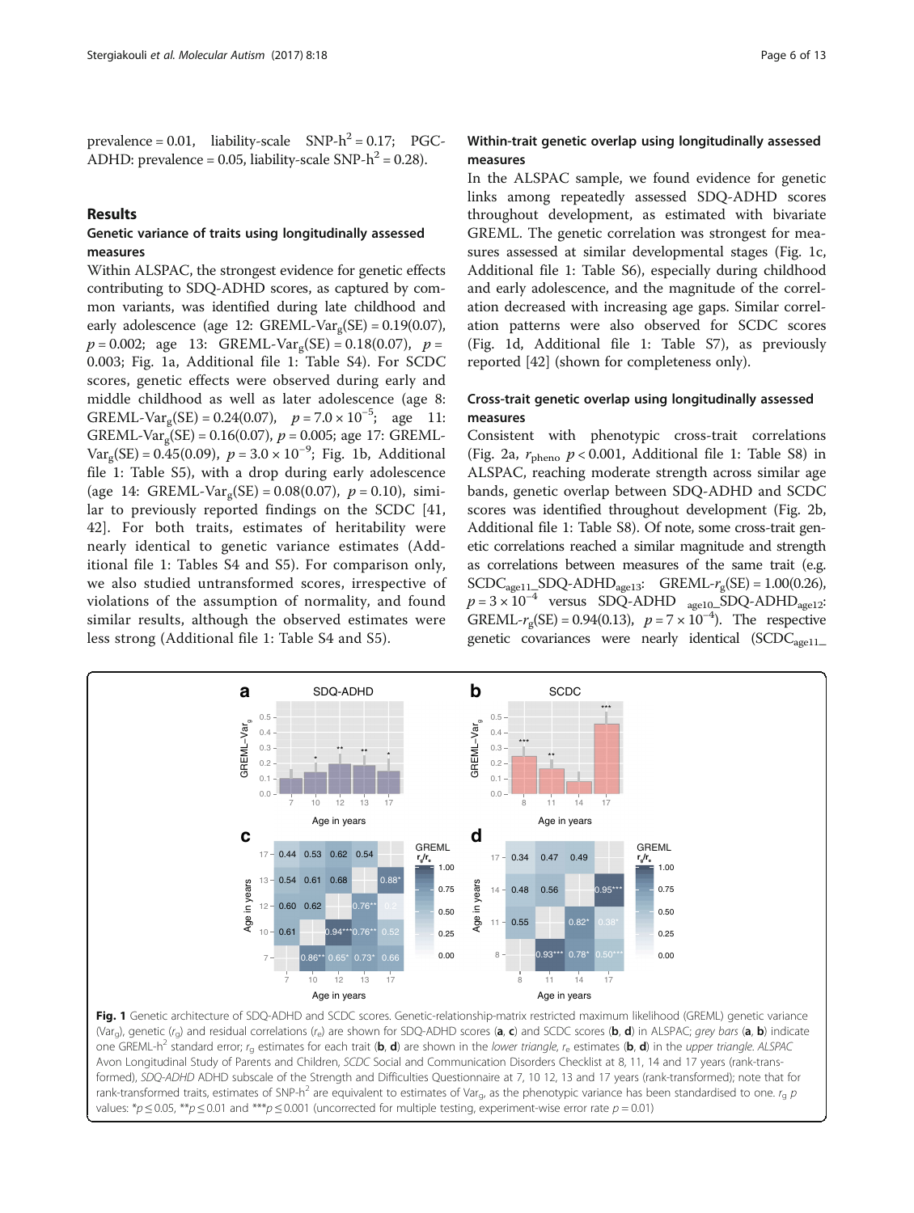prevalence = 0.01, liability-scale SNP-$h^2$ = 0.17; PGC-ADHD: prevalence = 0.05, liability-scale SNP-$h^2$ = 0.28).

## Results

### Genetic variance of traits using longitudinally assessed measures

Within ALSPAC, the strongest evidence for genetic effects contributing to SDQ-ADHD scores, as captured by common variants, was identified during late childhood and early adolescence (age 12: GREML-$Var_g$(SE) = 0.19(0.07), $p = 0.002$; age 13: GREML-$Var_g$(SE) = 0.18(0.07), $p = 0.003$; Fig. 1a, Additional file 1: Table S4). For SCDC scores, genetic effects were observed during early and middle childhood as well as later adolescence (age 8: GREML-$Var_g$(SE) = 0.24(0.07), $p = 7.0 \times 10^{-5}$; age 11: GREML-$Var_g$(SE) = 0.16(0.07), $p = 0.005$; age 17: GREML-$Var_g$(SE) = 0.45(0.09), $p = 3.0 \times 10^{-9}$; Fig. 1b, Additional file 1: Table S5), with a drop during early adolescence (age 14: GREML-$Var_g$(SE) = 0.08(0.07), $p = 0.10$), similar to previously reported findings on the SCDC [41, 42]. For both traits, estimates of heritability were nearly identical to genetic variance estimates (Additional file 1: Tables S4 and S5). For comparison only, we also studied untransformed scores, irrespective of violations of the assumption of normality, and found similar results, although the observed estimates were less strong (Additional file 1: Table S4 and S5).

### Within-trait genetic overlap using longitudinally assessed measures

In the ALSPAC sample, we found evidence for genetic links among repeatedly assessed SDQ-ADHD scores throughout development, as estimated with bivariate GREML. The genetic correlation was strongest for measures assessed at similar developmental stages (Fig. 1c, Additional file 1: Table S6), especially during childhood and early adolescence, and the magnitude of the correlation decreased with increasing age gaps. Similar correlation patterns were also observed for SCDC scores (Fig. 1d, Additional file 1: Table S7), as previously reported [42] (shown for completeness only).

### Cross-trait genetic overlap using longitudinally assessed measures

Consistent with phenotypic cross-trait correlations (Fig. 2a, $r_{pheno}$ $p < 0.001$, Additional file 1: Table S8) in ALSPAC, reaching moderate strength across similar age bands, genetic overlap between SDQ-ADHD and SCDC scores was identified throughout development (Fig. 2b, Additional file 1: Table S8). Of note, some cross-trait genetic correlations reached a similar magnitude and strength as correlations between measures of the same trait (e.g. $SCDC_{age11}$\_$SDQ\text{-}ADHD_{age13}$: GREML-$r_g$(SE) = 1.00(0.26), $p = 3 \times 10^{-4}$ versus SDQ-ADHD $_{age10}$\_$SDQ\text{-}ADHD_{age12}$: GREML-$r_g$(SE) = 0.94(0.13), $p = 7 \times 10^{-4}$). The respective genetic covariances were nearly identical ($SCDC_{age11}$\_

**Fig. 1** Genetic architecture of SDQ-ADHD and SCDC scores. Genetic-relationship-matrix restricted maximum likelihood (GREML) genetic variance ($Var_g$), genetic ($r_g$) and residual correlations ($r_e$) are shown for SDQ-ADHD scores (**a**, **c**) and SCDC scores (**b**, **d**) in ALSPAC; *grey bars* (**a**, **b**) indicate one GREML-$h^2$ standard error; $r_g$ estimates for each trait (**b**, **d**) are shown in the *lower triangle*, $r_e$ estimates (**b**, **d**) in the *upper triangle*. *ALSPAC* Avon Longitudinal Study of Parents and Children, *SCDC* Social and Communication Disorders Checklist at 8, 11, 14 and 17 years (rank-transformed), *SDQ-ADHD* ADHD subscale of the Strength and Difficulties Questionnaire at 7, 10 12, 13 and 17 years (rank-transformed); note that for rank-transformed traits, estimates of SNP-$h^2$ are equivalent to estimates of $Var_g$, as the phenotypic variance has been standardised to one. $r_g$ *p* values: *$p \leq 0.05$, **$p \leq 0.01$ and ***$p \leq 0.001$ (uncorrected for multiple testing, experiment-wise error rate $p = 0.01$)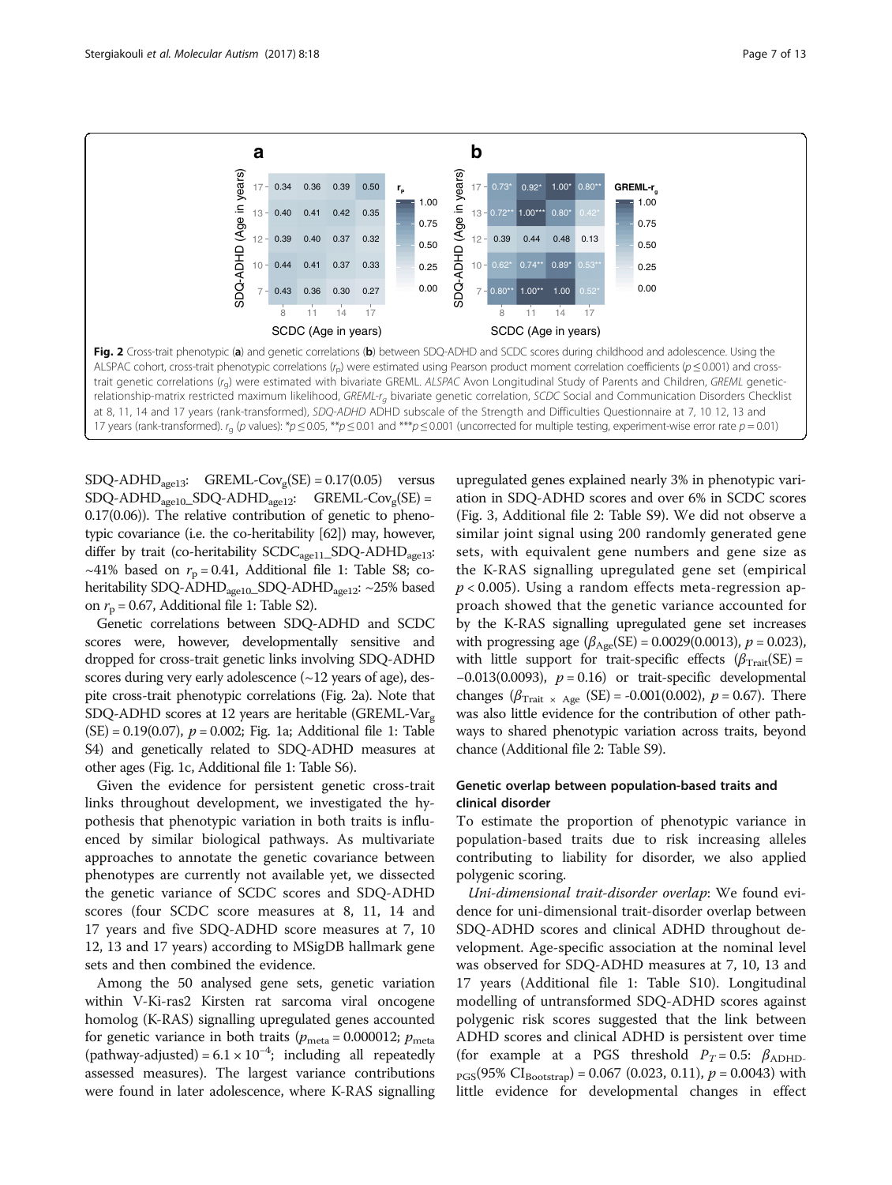Fig. 2 Cross-trait phenotypic (**a**) and genetic correlations (**b**) between SDQ-ADHD and SCDC scores during childhood and adolescence. Using the ALSPAC cohort, cross-trait phenotypic correlations ($r_p$) were estimated using Pearson product moment correlation coefficients ($p \leq 0.001$) and cross-trait genetic correlations ($r_g$) were estimated with bivariate GREML. *ALSPAC* Avon Longitudinal Study of Parents and Children, *GREML* genetic-relationship-matrix restricted maximum likelihood, *GREML-$r_g$* bivariate genetic correlation, *SCDC* Social and Communication Disorders Checklist at 8, 11, 14 and 17 years (rank-transformed), *SDQ-ADHD* ADHD subscale of the Strength and Difficulties Questionnaire at 7, 10 12, 13 and 17 years (rank-transformed). $r_g$ (*p* values): *$p \leq 0.05$, **$p \leq 0.01$ and ***$p \leq 0.001$ (uncorrected for multiple testing, experiment-wise error rate $p = 0.01$)

$\text{SDQ-ADHD}_{age13}$: GREML-$\text{Cov}_g$(SE) = 0.17(0.05) versus $\text{SDQ-ADHD}_{age10}$_$\text{SDQ-ADHD}_{age12}$: GREML-$\text{Cov}_g$(SE) = 0.17(0.06)). The relative contribution of genetic to phenotypic covariance (i.e. the co-heritability [62]) may, however, differ by trait (co-heritability $\text{SCDC}_{age11}$_$\text{SDQ-ADHD}_{age13}$: ~41% based on $r_p = 0.41$, Additional file 1: Table S8; co-heritability $\text{SDQ-ADHD}_{age10}$_$\text{SDQ-ADHD}_{age12}$: ~25% based on $r_p = 0.67$, Additional file 1: Table S2).

Genetic correlations between SDQ-ADHD and SCDC scores were, however, developmentally sensitive and dropped for cross-trait genetic links involving SDQ-ADHD scores during very early adolescence (~12 years of age), despite cross-trait phenotypic correlations (Fig. 2a). Note that SDQ-ADHD scores at 12 years are heritable (GREML-$\text{Var}_g$ (SE) = 0.19(0.07), $p = 0.002$; Fig. 1a; Additional file 1: Table S4) and genetically related to SDQ-ADHD measures at other ages (Fig. 1c, Additional file 1: Table S6).

Given the evidence for persistent genetic cross-trait links throughout development, we investigated the hypothesis that phenotypic variation in both traits is influenced by similar biological pathways. As multivariate approaches to annotate the genetic covariance between phenotypes are currently not available yet, we dissected the genetic variance of SCDC scores and SDQ-ADHD scores (four SCDC score measures at 8, 11, 14 and 17 years and five SDQ-ADHD score measures at 7, 10 12, 13 and 17 years) according to MSigDB hallmark gene sets and then combined the evidence.

Among the 50 analysed gene sets, genetic variation within V-Ki-ras2 Kirsten rat sarcoma viral oncogene homolog (K-RAS) signalling upregulated genes accounted for genetic variance in both traits ($p_{meta} = 0.000012$; $p_{meta}$ (pathway-adjusted) = $6.1 \times 10^{-4}$; including all repeatedly assessed measures). The largest variance contributions were found in later adolescence, where K-RAS signalling upregulated genes explained nearly 3% in phenotypic variation in SDQ-ADHD scores and over 6% in SCDC scores (Fig. 3, Additional file 2: Table S9). We did not observe a similar joint signal using 200 randomly generated gene sets, with equivalent gene numbers and gene size as the K-RAS signalling upregulated gene set (empirical $p < 0.005$). Using a random effects meta-regression approach showed that the genetic variance accounted for by the K-RAS signalling upregulated gene set increases with progressing age ($\beta_{Age}$(SE) = 0.0029(0.0013), $p = 0.023$), with little support for trait-specific effects ($\beta_{Trait}$(SE) = −0.013(0.0093), $p = 0.16$) or trait-specific developmental changes ($\beta_{Trait \times Age}$ (SE) = -0.001(0.002), $p = 0.67$). There was also little evidence for the contribution of other pathways to shared phenotypic variation across traits, beyond chance (Additional file 2: Table S9).

### Genetic overlap between population-based traits and clinical disorder

To estimate the proportion of phenotypic variance in population-based traits due to risk increasing alleles contributing to liability for disorder, we also applied polygenic scoring.

*Uni-dimensional trait-disorder overlap*: We found evidence for uni-dimensional trait-disorder overlap between SDQ-ADHD scores and clinical ADHD throughout development. Age-specific association at the nominal level was observed for SDQ-ADHD measures at 7, 10, 13 and 17 years (Additional file 1: Table S10). Longitudinal modelling of untransformed SDQ-ADHD scores against polygenic risk scores suggested that the link between ADHD scores and clinical ADHD is persistent over time (for example at a PGS threshold $P_T = 0.5$: $\beta_{\text{ADHD-PGS}}(95\%\ \text{CI}_{\text{Bootstrap}}) = 0.067$ (0.023, 0.11), $p = 0.0043$) with little evidence for developmental changes in effect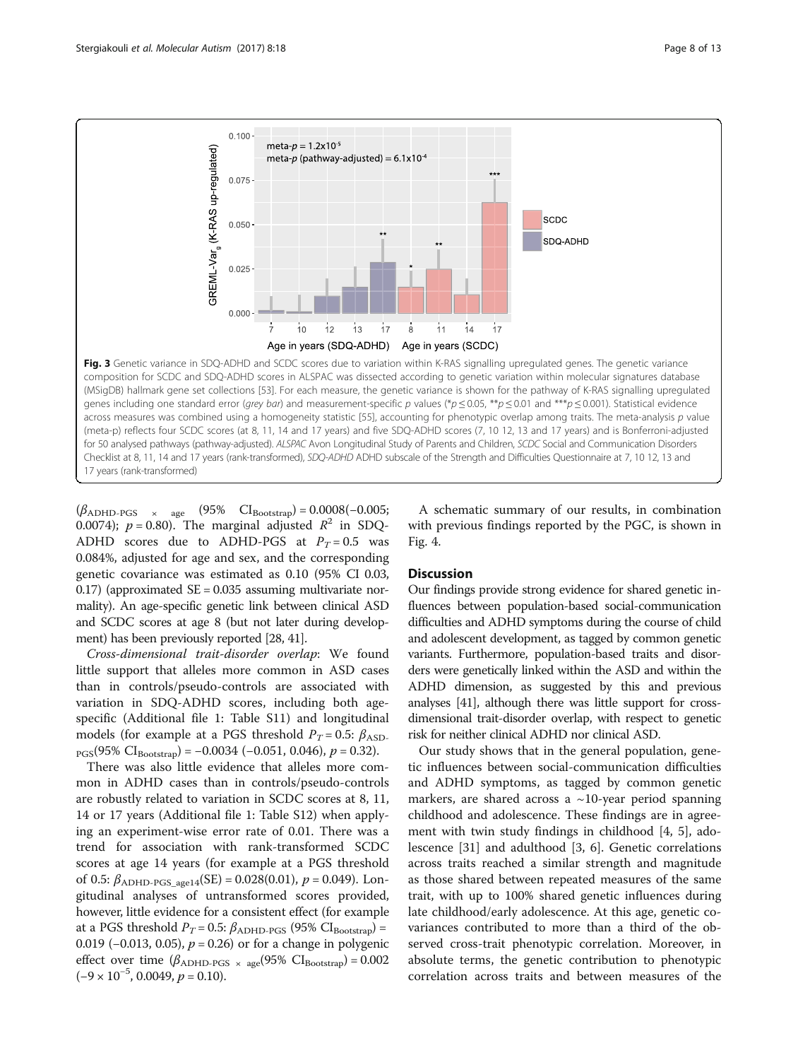Fig. 3 Genetic variance in SDQ-ADHD and SCDC scores due to variation within K-RAS signalling upregulated genes. The genetic variance composition for SCDC and SDQ-ADHD scores in ALSPAC was dissected according to genetic variation within molecular signatures database (MSigDB) hallmark gene set collections [53]. For each measure, the genetic variance is shown for the pathway of K-RAS signalling upregulated genes including one standard error (*grey bar*) and measurement-specific p values (*$p \leq 0.05$, **$p \leq 0.01$ and ***$p \leq 0.001$). Statistical evidence across measures was combined using a homogeneity statistic [55], accounting for phenotypic overlap among traits. The meta-analysis p value (meta-p) reflects four SCDC scores (at 8, 11, 14 and 17 years) and five SDQ-ADHD scores (7, 10 12, 13 and 17 years) and is Bonferroni-adjusted for 50 analysed pathways (pathway-adjusted). *ALSPAC* Avon Longitudinal Study of Parents and Children, *SCDC* Social and Communication Disorders Checklist at 8, 11, 14 and 17 years (rank-transformed), *SDQ-ADHD* ADHD subscale of the Strength and Difficulties Questionnaire at 7, 10 12, 13 and 17 years (rank-transformed)

($\beta_{\text{ADHD-PGS} \times \text{age}}$ (95% $\text{CI}_{\text{Bootstrap}}$) = 0.0008(−0.005; 0.0074); $p = 0.80$). The marginal adjusted $R^2$ in SDQ-ADHD scores due to ADHD-PGS at $P_T = 0.5$ was 0.084%, adjusted for age and sex, and the corresponding genetic covariance was estimated as 0.10 (95% CI 0.03, 0.17) (approximated SE = 0.035 assuming multivariate normality). An age-specific genetic link between clinical ASD and SCDC scores at age 8 (but not later during development) has been previously reported [28, 41].

*Cross-dimensional trait-disorder overlap*: We found little support that alleles more common in ASD cases than in controls/pseudo-controls are associated with variation in SDQ-ADHD scores, including both age-specific (Additional file 1: Table S11) and longitudinal models (for example at a PGS threshold $P_T = 0.5$: $\beta_{\text{ASD-PGS}}$(95% $\text{CI}_{\text{Bootstrap}}$) = −0.0034 (−0.051, 0.046), $p = 0.32$).

There was also little evidence that alleles more common in ADHD cases than in controls/pseudo-controls are robustly related to variation in SCDC scores at 8, 11, 14 or 17 years (Additional file 1: Table S12) when applying an experiment-wise error rate of 0.01. There was a trend for association with rank-transformed SCDC scores at age 14 years (for example at a PGS threshold of 0.5: $\beta_{\text{ADHD-PGS\_age14}}$(SE) = 0.028(0.01), $p = 0.049$). Longitudinal analyses of untransformed scores provided, however, little evidence for a consistent effect (for example at a PGS threshold $P_T = 0.5$: $\beta_{\text{ADHD-PGS}}$ (95% $\text{CI}_{\text{Bootstrap}}$) = 0.019 (−0.013, 0.05), $p = 0.26$) or for a change in polygenic effect over time ($\beta_{\text{ADHD-PGS} \times \text{age}}$(95% $\text{CI}_{\text{Bootstrap}}$) = 0.002 ($-9 \times 10^{-5}$, 0.0049, $p = 0.10$).

A schematic summary of our results, in combination with previous findings reported by the PGC, is shown in Fig. 4.

## Discussion

Our findings provide strong evidence for shared genetic influences between population-based social-communication difficulties and ADHD symptoms during the course of child and adolescent development, as tagged by common genetic variants. Furthermore, population-based traits and disorders were genetically linked within the ASD and within the ADHD dimension, as suggested by this and previous analyses [41], although there was little support for cross-dimensional trait-disorder overlap, with respect to genetic risk for neither clinical ADHD nor clinical ASD.

Our study shows that in the general population, genetic influences between social-communication difficulties and ADHD symptoms, as tagged by common genetic markers, are shared across a ~10-year period spanning childhood and adolescence. These findings are in agreement with twin study findings in childhood [4, 5], adolescence [31] and adulthood [3, 6]. Genetic correlations across traits reached a similar strength and magnitude as those shared between repeated measures of the same trait, with up to 100% shared genetic influences during late childhood/early adolescence. At this age, genetic covariances contributed to more than a third of the observed cross-trait phenotypic correlation. Moreover, in absolute terms, the genetic contribution to phenotypic correlation across traits and between measures of the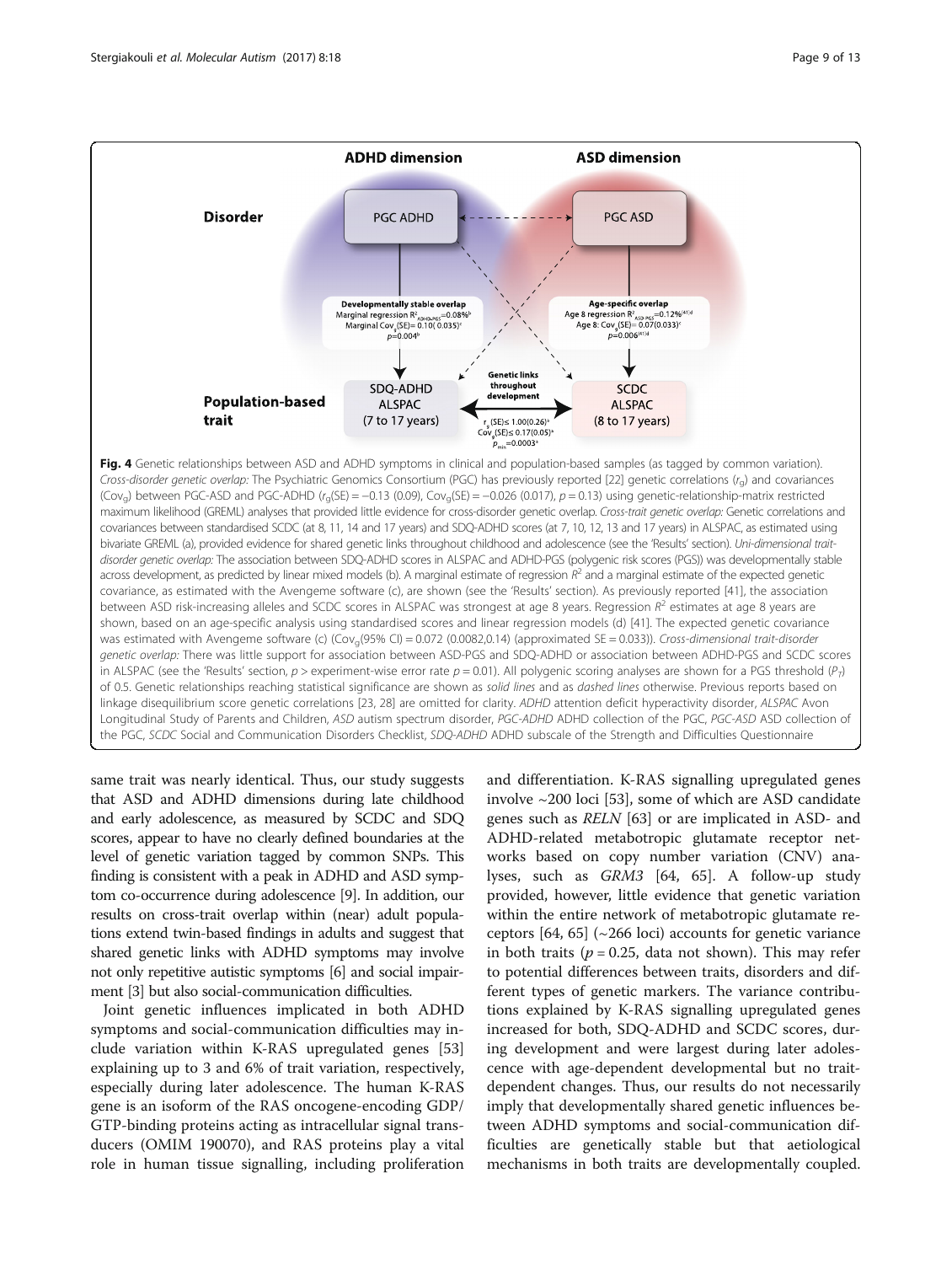**Fig. 4** Genetic relationships between ASD and ADHD symptoms in clinical and population-based samples (as tagged by common variation). *Cross-disorder genetic overlap:* The Psychiatric Genomics Consortium (PGC) has previously reported [22] genetic correlations ($r_g$) and covariances ($Cov_g$) between PGC-ASD and PGC-ADHD ($r_g$(SE) = −0.13 (0.09), $Cov_g$(SE) = −0.026 (0.017), $p = 0.13$) using genetic-relationship-matrix restricted maximum likelihood (GREML) analyses that provided little evidence for cross-disorder genetic overlap. *Cross-trait genetic overlap:* Genetic correlations and covariances between standardised SCDC (at 8, 11, 14 and 17 years) and SDQ-ADHD scores (at 7, 10, 12, 13 and 17 years) in ALSPAC, as estimated using bivariate GREML (a), provided evidence for shared genetic links throughout childhood and adolescence (see the 'Results' section). *Uni-dimensional trait-disorder genetic overlap:* The association between SDQ-ADHD scores in ALSPAC and ADHD-PGS (polygenic risk scores (PGS)) was developmentally stable across development, as predicted by linear mixed models (b). A marginal estimate of regression $R^2$ and a marginal estimate of the expected genetic covariance, as estimated with the Avengeme software (c), are shown (see the 'Results' section). As previously reported [41], the association between ASD risk-increasing alleles and SCDC scores in ALSPAC was strongest at age 8 years. Regression $R^2$ estimates at age 8 years are shown, based on an age-specific analysis using standardised scores and linear regression models (d) [41]. The expected genetic covariance was estimated with Avengeme software (c) ($Cov_g$(95% CI) = 0.072 (0.0082,0.14) (approximated SE = 0.033)). *Cross-dimensional trait-disorder genetic overlap:* There was little support for association between ASD-PGS and SDQ-ADHD or association between ADHD-PGS and SCDC scores in ALSPAC (see the 'Results' section, $p >$ experiment-wise error rate $p = 0.01$). All polygenic scoring analyses are shown for a PGS threshold ($P_T$) of 0.5. Genetic relationships reaching statistical significance are shown as *solid lines* and as *dashed lines* otherwise. Previous reports based on linkage disequilibrium score genetic correlations [23, 28] are omitted for clarity. *ADHD* attention deficit hyperactivity disorder, *ALSPAC* Avon Longitudinal Study of Parents and Children, *ASD* autism spectrum disorder, *PGC-ADHD* ADHD collection of the PGC, *PGC-ASD* ASD collection of the PGC, *SCDC* Social and Communication Disorders Checklist, *SDQ-ADHD* ADHD subscale of the Strength and Difficulties Questionnaire

same trait was nearly identical. Thus, our study suggests that ASD and ADHD dimensions during late childhood and early adolescence, as measured by SCDC and SDQ scores, appear to have no clearly defined boundaries at the level of genetic variation tagged by common SNPs. This finding is consistent with a peak in ADHD and ASD symptom co-occurrence during adolescence [9]. In addition, our results on cross-trait overlap within (near) adult populations extend twin-based findings in adults and suggest that shared genetic links with ADHD symptoms may involve not only repetitive autistic symptoms [6] and social impairment [3] but also social-communication difficulties.

Joint genetic influences implicated in both ADHD symptoms and social-communication difficulties may include variation within K-RAS upregulated genes [53] explaining up to 3 and 6% of trait variation, respectively, especially during later adolescence. The human K-RAS gene is an isoform of the RAS oncogene-encoding GDP/GTP-binding proteins acting as intracellular signal transducers (OMIM 190070), and RAS proteins play a vital role in human tissue signalling, including proliferation and differentiation. K-RAS signalling upregulated genes involve ~200 loci [53], some of which are ASD candidate genes such as *RELN* [63] or are implicated in ASD- and ADHD-related metabotropic glutamate receptor networks based on copy number variation (CNV) analyses, such as *GRM3* [64, 65]. A follow-up study provided, however, little evidence that genetic variation within the entire network of metabotropic glutamate receptors [64, 65] (~266 loci) accounts for genetic variance in both traits ($p = 0.25$, data not shown). This may refer to potential differences between traits, disorders and different types of genetic markers. The variance contributions explained by K-RAS signalling upregulated genes increased for both, SDQ-ADHD and SCDC scores, during development and were largest during later adolescence with age-dependent developmental but no trait-dependent changes. Thus, our results do not necessarily imply that developmentally shared genetic influences between ADHD symptoms and social-communication difficulties are genetically stable but that aetiological mechanisms in both traits are developmentally coupled.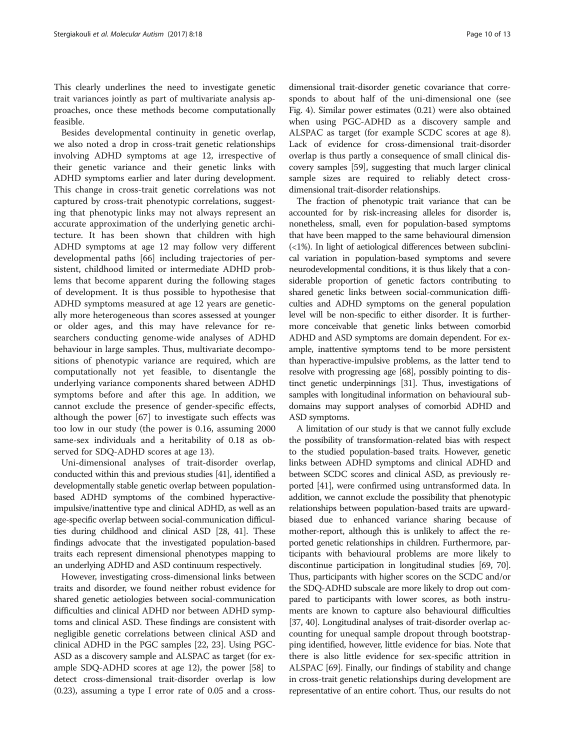This clearly underlines the need to investigate genetic trait variances jointly as part of multivariate analysis approaches, once these methods become computationally feasible.

Besides developmental continuity in genetic overlap, we also noted a drop in cross-trait genetic relationships involving ADHD symptoms at age 12, irrespective of their genetic variance and their genetic links with ADHD symptoms earlier and later during development. This change in cross-trait genetic correlations was not captured by cross-trait phenotypic correlations, suggesting that phenotypic links may not always represent an accurate approximation of the underlying genetic architecture. It has been shown that children with high ADHD symptoms at age 12 may follow very different developmental paths [66] including trajectories of persistent, childhood limited or intermediate ADHD problems that become apparent during the following stages of development. It is thus possible to hypothesise that ADHD symptoms measured at age 12 years are genetically more heterogeneous than scores assessed at younger or older ages, and this may have relevance for researchers conducting genome-wide analyses of ADHD behaviour in large samples. Thus, multivariate decompositions of phenotypic variance are required, which are computationally not yet feasible, to disentangle the underlying variance components shared between ADHD symptoms before and after this age. In addition, we cannot exclude the presence of gender-specific effects, although the power [67] to investigate such effects was too low in our study (the power is 0.16, assuming 2000 same-sex individuals and a heritability of 0.18 as observed for SDQ-ADHD scores at age 13).

Uni-dimensional analyses of trait-disorder overlap, conducted within this and previous studies [41], identified a developmentally stable genetic overlap between population-based ADHD symptoms of the combined hyperactive-impulsive/inattentive type and clinical ADHD, as well as an age-specific overlap between social-communication difficulties during childhood and clinical ASD [28, 41]. These findings advocate that the investigated population-based traits each represent dimensional phenotypes mapping to an underlying ADHD and ASD continuum respectively.

However, investigating cross-dimensional links between traits and disorder, we found neither robust evidence for shared genetic aetiologies between social-communication difficulties and clinical ADHD nor between ADHD symptoms and clinical ASD. These findings are consistent with negligible genetic correlations between clinical ASD and clinical ADHD in the PGC samples [22, 23]. Using PGC-ASD as a discovery sample and ALSPAC as target (for example SDQ-ADHD scores at age 12), the power [58] to detect cross-dimensional trait-disorder overlap is low (0.23), assuming a type I error rate of 0.05 and a cross-dimensional trait-disorder genetic covariance that corresponds to about half of the uni-dimensional one (see Fig. 4). Similar power estimates (0.21) were also obtained when using PGC-ADHD as a discovery sample and ALSPAC as target (for example SCDC scores at age 8). Lack of evidence for cross-dimensional trait-disorder overlap is thus partly a consequence of small clinical discovery samples [59], suggesting that much larger clinical sample sizes are required to reliably detect cross-dimensional trait-disorder relationships.

The fraction of phenotypic trait variance that can be accounted for by risk-increasing alleles for disorder is, nonetheless, small, even for population-based symptoms that have been mapped to the same behavioural dimension (<1%). In light of aetiological differences between subclinical variation in population-based symptoms and severe neurodevelopmental conditions, it is thus likely that a considerable proportion of genetic factors contributing to shared genetic links between social-communication difficulties and ADHD symptoms on the general population level will be non-specific to either disorder. It is furthermore conceivable that genetic links between comorbid ADHD and ASD symptoms are domain dependent. For example, inattentive symptoms tend to be more persistent than hyperactive-impulsive problems, as the latter tend to resolve with progressing age [68], possibly pointing to distinct genetic underpinnings [31]. Thus, investigations of samples with longitudinal information on behavioural subdomains may support analyses of comorbid ADHD and ASD symptoms.

A limitation of our study is that we cannot fully exclude the possibility of transformation-related bias with respect to the studied population-based traits. However, genetic links between ADHD symptoms and clinical ADHD and between SCDC scores and clinical ASD, as previously reported [41], were confirmed using untransformed data. In addition, we cannot exclude the possibility that phenotypic relationships between population-based traits are upward-biased due to enhanced variance sharing because of mother-report, although this is unlikely to affect the reported genetic relationships in children. Furthermore, participants with behavioural problems are more likely to discontinue participation in longitudinal studies [69, 70]. Thus, participants with higher scores on the SCDC and/or the SDQ-ADHD subscale are more likely to drop out compared to participants with lower scores, as both instruments are known to capture also behavioural difficulties [37, 40]. Longitudinal analyses of trait-disorder overlap accounting for unequal sample dropout through bootstrapping identified, however, little evidence for bias. Note that there is also little evidence for sex-specific attrition in ALSPAC [69]. Finally, our findings of stability and change in cross-trait genetic relationships during development are representative of an entire cohort. Thus, our results do not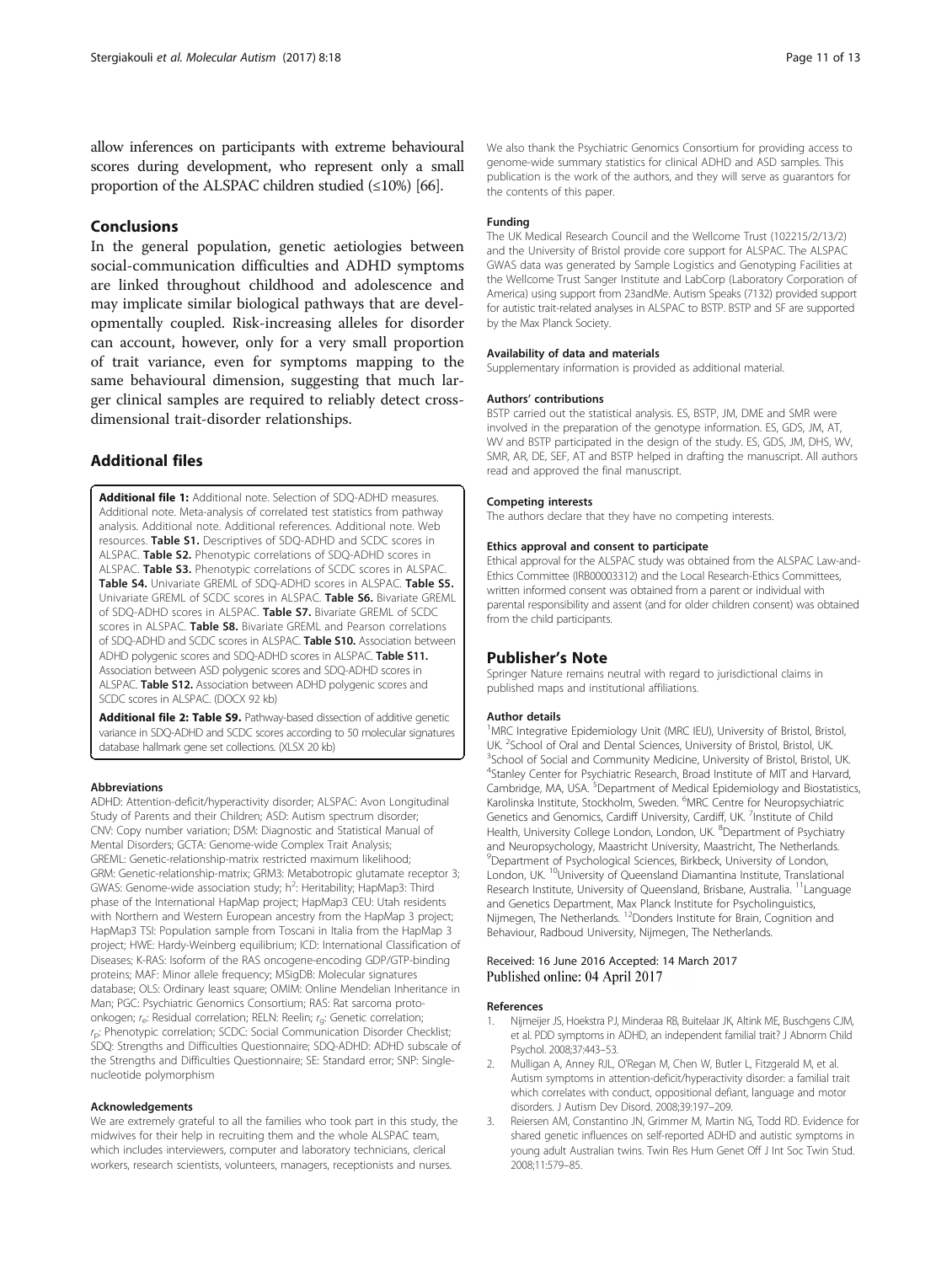allow inferences on participants with extreme behavioural scores during development, who represent only a small proportion of the ALSPAC children studied (≤10%) [66].

## Conclusions

In the general population, genetic aetiologies between social-communication difficulties and ADHD symptoms are linked throughout childhood and adolescence and may implicate similar biological pathways that are developmentally coupled. Risk-increasing alleles for disorder can account, however, only for a very small proportion of trait variance, even for symptoms mapping to the same behavioural dimension, suggesting that much larger clinical samples are required to reliably detect cross-dimensional trait-disorder relationships.

## Additional files

**Additional file 1:** Additional note. Selection of SDQ-ADHD measures. Additional note. Meta-analysis of correlated test statistics from pathway analysis. Additional note. Additional references. Additional note. Web resources. **Table S1.** Descriptives of SDQ-ADHD and SCDC scores in ALSPAC. **Table S2.** Phenotypic correlations of SDQ-ADHD scores in ALSPAC. **Table S3.** Phenotypic correlations of SCDC scores in ALSPAC. **Table S4.** Univariate GREML of SDQ-ADHD scores in ALSPAC. **Table S5.** Univariate GREML of SCDC scores in ALSPAC. **Table S6.** Bivariate GREML of SDQ-ADHD scores in ALSPAC. **Table S7.** Bivariate GREML of SCDC scores in ALSPAC. **Table S8.** Bivariate GREML and Pearson correlations of SDQ-ADHD and SCDC scores in ALSPAC. **Table S10.** Association between ADHD polygenic scores and SDQ-ADHD scores in ALSPAC. **Table S11.** Association between ASD polygenic scores and SDQ-ADHD scores in ALSPAC. **Table S12.** Association between ADHD polygenic scores and SCDC scores in ALSPAC. (DOCX 92 kb)

**Additional file 2: Table S9.** Pathway-based dissection of additive genetic variance in SDQ-ADHD and SCDC scores according to 50 molecular signatures database hallmark gene set collections. (XLSX 20 kb)

#### Abbreviations

ADHD: Attention-deficit/hyperactivity disorder; ALSPAC: Avon Longitudinal Study of Parents and their Children; ASD: Autism spectrum disorder; CNV: Copy number variation; DSM: Diagnostic and Statistical Manual of Mental Disorders; GCTA: Genome-wide Complex Trait Analysis; GREML: Genetic-relationship-matrix restricted maximum likelihood; GRM: Genetic-relationship-matrix; GRM3: Metabotropic glutamate receptor 3; GWAS: Genome-wide association study; $h^2$: Heritability; HapMap3: Third phase of the International HapMap project; HapMap3 CEU: Utah residents with Northern and Western European ancestry from the HapMap 3 project; HapMap3 TSI: Population sample from Toscani in Italia from the HapMap 3 project; HWE: Hardy-Weinberg equilibrium; ICD: International Classification of Diseases; K-RAS: Isoform of the RAS oncogene-encoding GDP/GTP-binding proteins; MAF: Minor allele frequency; MSigDB: Molecular signatures database; OLS: Ordinary least square; OMIM: Online Mendelian Inheritance in Man; PGC: Psychiatric Genomics Consortium; RAS: Rat sarcoma proto-onkogen; $r_e$: Residual correlation; RELN: Reelin; $r_g$: Genetic correlation; $r_p$: Phenotypic correlation; SCDC: Social Communication Disorder Checklist; SDQ: Strengths and Difficulties Questionnaire; SDQ-ADHD: ADHD subscale of the Strengths and Difficulties Questionnaire; SE: Standard error; SNP: Single-nucleotide polymorphism

#### Acknowledgements

We are extremely grateful to all the families who took part in this study, the midwives for their help in recruiting them and the whole ALSPAC team, which includes interviewers, computer and laboratory technicians, clerical workers, research scientists, volunteers, managers, receptionists and nurses. We also thank the Psychiatric Genomics Consortium for providing access to genome-wide summary statistics for clinical ADHD and ASD samples. This publication is the work of the authors, and they will serve as guarantors for the contents of this paper.

#### Funding

The UK Medical Research Council and the Wellcome Trust (102215/2/13/2) and the University of Bristol provide core support for ALSPAC. The ALSPAC GWAS data was generated by Sample Logistics and Genotyping Facilities at the Wellcome Trust Sanger Institute and LabCorp (Laboratory Corporation of America) using support from 23andMe. Autism Speaks (7132) provided support for autistic trait-related analyses in ALSPAC to BSTP. BSTP and SF are supported by the Max Planck Society.

#### Availability of data and materials

Supplementary information is provided as additional material.

#### Authors' contributions

BSTP carried out the statistical analysis. ES, BSTP, JM, DME and SMR were involved in the preparation of the genotype information. ES, GDS, JM, AT, WV and BSTP participated in the design of the study. ES, GDS, JM, DHS, WV, SMR, AR, DE, SEF, AT and BSTP helped in drafting the manuscript. All authors read and approved the final manuscript.

#### Competing interests

The authors declare that they have no competing interests.

#### Ethics approval and consent to participate

Ethical approval for the ALSPAC study was obtained from the ALSPAC Law-and-Ethics Committee (IRB00003312) and the Local Research-Ethics Committees, written informed consent was obtained from a parent or individual with parental responsibility and assent (and for older children consent) was obtained from the child participants.

## Publisher's Note

Springer Nature remains neutral with regard to jurisdictional claims in published maps and institutional affiliations.

#### Author details

[1]MRC Integrative Epidemiology Unit (MRC IEU), University of Bristol, Bristol, UK. [2]School of Oral and Dental Sciences, University of Bristol, Bristol, UK. [3]School of Social and Community Medicine, University of Bristol, Bristol, UK. [4]Stanley Center for Psychiatric Research, Broad Institute of MIT and Harvard, Cambridge, MA, USA. [5]Department of Medical Epidemiology and Biostatistics, Karolinska Institute, Stockholm, Sweden. [6]MRC Centre for Neuropsychiatric Genetics and Genomics, Cardiff University, Cardiff, UK. [7]Institute of Child Health, University College London, London, UK. [8]Department of Psychiatry and Neuropsychology, Maastricht University, Maastricht, The Netherlands. [9]Department of Psychological Sciences, Birkbeck, University of London, London, UK. [10]University of Queensland Diamantina Institute, Translational Research Institute, University of Queensland, Brisbane, Australia. [11]Language and Genetics Department, Max Planck Institute for Psycholinguistics, Nijmegen, The Netherlands. [12]Donders Institute for Brain, Cognition and Behaviour, Radboud University, Nijmegen, The Netherlands.

Received: 16 June 2016 Accepted: 14 March 2017
Published online: 04 April 2017

#### References

1. Nijmeijer JS, Hoekstra PJ, Minderaa RB, Buitelaar JK, Altink ME, Buschgens CJM, et al. PDD symptoms in ADHD, an independent familial trait? J Abnorm Child Psychol. 2008;37:443–53.
2. Mulligan A, Anney RJL, O'Regan M, Chen W, Butler L, Fitzgerald M, et al. Autism symptoms in attention-deficit/hyperactivity disorder: a familial trait which correlates with conduct, oppositional defiant, language and motor disorders. J Autism Dev Disord. 2008;39:197–209.
3. Reiersen AM, Constantino JN, Grimmer M, Martin NG, Todd RD. Evidence for shared genetic influences on self-reported ADHD and autistic symptoms in young adult Australian twins. Twin Res Hum Genet Off J Int Soc Twin Stud. 2008;11:579–85.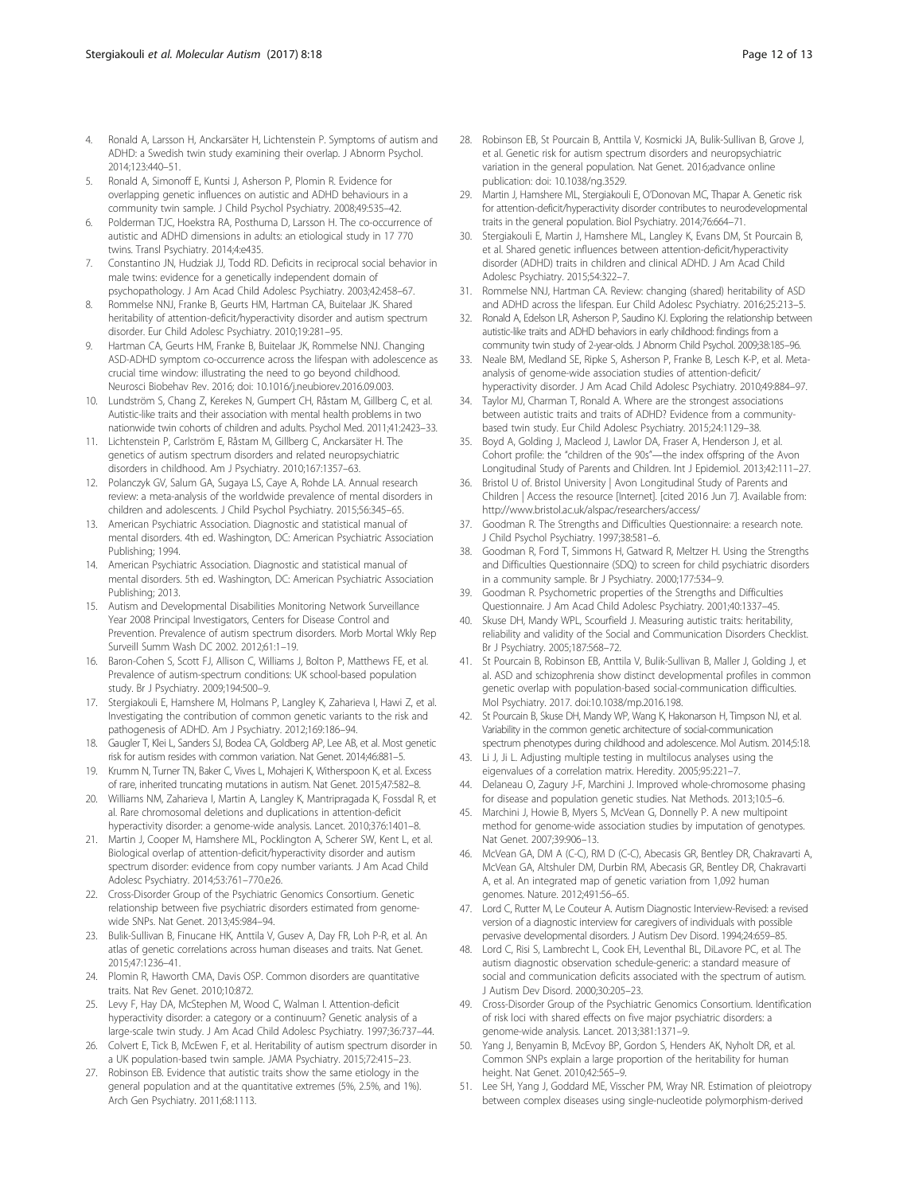4. Ronald A, Larsson H, Anckarsäter H, Lichtenstein P. Symptoms of autism and ADHD: a Swedish twin study examining their overlap. J Abnorm Psychol. 2014;123:440–51.
5. Ronald A, Simonoff E, Kuntsi J, Asherson P, Plomin R. Evidence for overlapping genetic influences on autistic and ADHD behaviours in a community twin sample. J Child Psychol Psychiatry. 2008;49:535–42.
6. Polderman TJC, Hoekstra RA, Posthuma D, Larsson H. The co-occurrence of autistic and ADHD dimensions in adults: an etiological study in 17 770 twins. Transl Psychiatry. 2014;4:e435.
7. Constantino JN, Hudziak JJ, Todd RD. Deficits in reciprocal social behavior in male twins: evidence for a genetically independent domain of psychopathology. J Am Acad Child Adolesc Psychiatry. 2003;42:458–67.
8. Rommelse NNJ, Franke B, Geurts HM, Hartman CA, Buitelaar JK. Shared heritability of attention-deficit/hyperactivity disorder and autism spectrum disorder. Eur Child Adolesc Psychiatry. 2010;19:281–95.
9. Hartman CA, Geurts HM, Franke B, Buitelaar JK, Rommelse NNJ. Changing ASD-ADHD symptom co-occurrence across the lifespan with adolescence as crucial time window: illustrating the need to go beyond childhood. Neurosci Biobehav Rev. 2016; doi: 10.1016/j.neubiorev.2016.09.003.
10. Lundström S, Chang Z, Kerekes N, Gumpert CH, Råstam M, Gillberg C, et al. Autistic-like traits and their association with mental health problems in two nationwide twin cohorts of children and adults. Psychol Med. 2011;41:2423–33.
11. Lichtenstein P, Carlström E, Råstam M, Gillberg C, Anckarsäter H. The genetics of autism spectrum disorders and related neuropsychiatric disorders in childhood. Am J Psychiatry. 2010;167:1357–63.
12. Polanczyk GV, Salum GA, Sugaya LS, Caye A, Rohde LA. Annual research review: a meta-analysis of the worldwide prevalence of mental disorders in children and adolescents. J Child Psychol Psychiatry. 2015;56:345–65.
13. American Psychiatric Association. Diagnostic and statistical manual of mental disorders. 4th ed. Washington, DC: American Psychiatric Association Publishing; 1994.
14. American Psychiatric Association. Diagnostic and statistical manual of mental disorders. 5th ed. Washington, DC: American Psychiatric Association Publishing; 2013.
15. Autism and Developmental Disabilities Monitoring Network Surveillance Year 2008 Principal Investigators, Centers for Disease Control and Prevention. Prevalence of autism spectrum disorders. Morb Mortal Wkly Rep Surveill Summ Wash DC 2002. 2012;61:1–19.
16. Baron-Cohen S, Scott FJ, Allison C, Williams J, Bolton P, Matthews FE, et al. Prevalence of autism-spectrum conditions: UK school-based population study. Br J Psychiatry. 2009;194:500–9.
17. Stergiakouli E, Hamshere M, Holmans P, Langley K, Zaharieva I, Hawi Z, et al. Investigating the contribution of common genetic variants to the risk and pathogenesis of ADHD. Am J Psychiatry. 2012;169:186–94.
18. Gaugler T, Klei L, Sanders SJ, Bodea CA, Goldberg AP, Lee AB, et al. Most genetic risk for autism resides with common variation. Nat Genet. 2014;46:881–5.
19. Krumm N, Turner TN, Baker C, Vives L, Mohajeri K, Witherspoon K, et al. Excess of rare, inherited truncating mutations in autism. Nat Genet. 2015;47:582–8.
20. Williams NM, Zaharieva I, Martin A, Langley K, Mantripragada K, Fossdal R, et al. Rare chromosomal deletions and duplications in attention-deficit hyperactivity disorder: a genome-wide analysis. Lancet. 2010;376:1401–8.
21. Martin J, Cooper M, Hamshere ML, Pocklington A, Scherer SW, Kent L, et al. Biological overlap of attention-deficit/hyperactivity disorder and autism spectrum disorder: evidence from copy number variants. J Am Acad Child Adolesc Psychiatry. 2014;53:761–770.e26.
22. Cross-Disorder Group of the Psychiatric Genomics Consortium. Genetic relationship between five psychiatric disorders estimated from genome-wide SNPs. Nat Genet. 2013;45:984–94.
23. Bulik-Sullivan B, Finucane HK, Anttila V, Gusev A, Day FR, Loh P-R, et al. An atlas of genetic correlations across human diseases and traits. Nat Genet. 2015;47:1236–41.
24. Plomin R, Haworth CMA, Davis OSP. Common disorders are quantitative traits. Nat Rev Genet. 2010;10:872.
25. Levy F, Hay DA, McStephen M, Wood C, Walman I. Attention-deficit hyperactivity disorder: a category or a continuum? Genetic analysis of a large-scale twin study. J Am Acad Child Adolesc Psychiatry. 1997;36:737–44.
26. Colvert E, Tick B, McEwen F, et al. Heritability of autism spectrum disorder in a UK population-based twin sample. JAMA Psychiatry. 2015;72:415–23.
27. Robinson EB. Evidence that autistic traits show the same etiology in the general population and at the quantitative extremes (5%, 2.5%, and 1%). Arch Gen Psychiatry. 2011;68:1113.
28. Robinson EB, St Pourcain B, Anttila V, Kosmicki JA, Bulik-Sullivan B, Grove J, et al. Genetic risk for autism spectrum disorders and neuropsychiatric variation in the general population. Nat Genet. 2016;advance online publication: doi: 10.1038/ng.3529.
29. Martin J, Hamshere ML, Stergiakouli E, O'Donovan MC, Thapar A. Genetic risk for attention-deficit/hyperactivity disorder contributes to neurodevelopmental traits in the general population. Biol Psychiatry. 2014;76:664–71.
30. Stergiakouli E, Martin J, Hamshere ML, Langley K, Evans DM, St Pourcain B, et al. Shared genetic influences between attention-deficit/hyperactivity disorder (ADHD) traits in children and clinical ADHD. J Am Acad Child Adolesc Psychiatry. 2015;54:322–7.
31. Rommelse NNJ, Hartman CA. Review: changing (shared) heritability of ASD and ADHD across the lifespan. Eur Child Adolesc Psychiatry. 2016;25:213–5.
32. Ronald A, Edelson LR, Asherson P, Saudino KJ. Exploring the relationship between autistic-like traits and ADHD behaviors in early childhood: findings from a community twin study of 2-year-olds. J Abnorm Child Psychol. 2009;38:185–96.
33. Neale BM, Medland SE, Ripke S, Asherson P, Franke B, Lesch K-P, et al. Meta-analysis of genome-wide association studies of attention-deficit/hyperactivity disorder. J Am Acad Child Adolesc Psychiatry. 2010;49:884–97.
34. Taylor MJ, Charman T, Ronald A. Where are the strongest associations between autistic traits and traits of ADHD? Evidence from a community-based twin study. Eur Child Adolesc Psychiatry. 2015;24:1129–38.
35. Boyd A, Golding J, Macleod J, Lawlor DA, Fraser A, Henderson J, et al. Cohort profile: the "children of the 90s"—the index offspring of the Avon Longitudinal Study of Parents and Children. Int J Epidemiol. 2013;42:111–27.
36. Bristol U of. Bristol University | Avon Longitudinal Study of Parents and Children | Access the resource [Internet]. [cited 2016 Jun 7]. Available from: http://www.bristol.ac.uk/alspac/researchers/access/
37. Goodman R. The Strengths and Difficulties Questionnaire: a research note. J Child Psychol Psychiatry. 1997;38:581–6.
38. Goodman R, Ford T, Simmons H, Gatward R, Meltzer H. Using the Strengths and Difficulties Questionnaire (SDQ) to screen for child psychiatric disorders in a community sample. Br J Psychiatry. 2000;177:534–9.
39. Goodman R. Psychometric properties of the Strengths and Difficulties Questionnaire. J Am Acad Child Adolesc Psychiatry. 2001;40:1337–45.
40. Skuse DH, Mandy WPL, Scourfield J. Measuring autistic traits: heritability, reliability and validity of the Social and Communication Disorders Checklist. Br J Psychiatry. 2005;187:568–72.
41. St Pourcain B, Robinson EB, Anttila V, Bulik-Sullivan B, Maller J, Golding J, et al. ASD and schizophrenia show distinct developmental profiles in common genetic overlap with population-based social-communication difficulties. Mol Psychiatry. 2017. doi:10.1038/mp.2016.198.
42. St Pourcain B, Skuse DH, Mandy WP, Wang K, Hakonarson H, Timpson NJ, et al. Variability in the common genetic architecture of social-communication spectrum phenotypes during childhood and adolescence. Mol Autism. 2014;5:18.
43. Li J, Ji L. Adjusting multiple testing in multilocus analyses using the eigenvalues of a correlation matrix. Heredity. 2005;95:221–7.
44. Delaneau O, Zagury J-F, Marchini J. Improved whole-chromosome phasing for disease and population genetic studies. Nat Methods. 2013;10:5–6.
45. Marchini J, Howie B, Myers S, McVean G, Donnelly P. A new multipoint method for genome-wide association studies by imputation of genotypes. Nat Genet. 2007;39:906–13.
46. McVean GA, DM A (C-C), RM D (C-C), Abecasis GR, Bentley DR, Chakravarti A, McVean GA, Altshuler DM, Durbin RM, Abecasis GR, Bentley DR, Chakravarti A, et al. An integrated map of genetic variation from 1,092 human genomes. Nature. 2012;491:56–65.
47. Lord C, Rutter M, Le Couteur A. Autism Diagnostic Interview-Revised: a revised version of a diagnostic interview for caregivers of individuals with possible pervasive developmental disorders. J Autism Dev Disord. 1994;24:659–85.
48. Lord C, Risi S, Lambrecht L, Cook EH, Leventhal BL, DiLavore PC, et al. The autism diagnostic observation schedule-generic: a standard measure of social and communication deficits associated with the spectrum of autism. J Autism Dev Disord. 2000;30:205–23.
49. Cross-Disorder Group of the Psychiatric Genomics Consortium. Identification of risk loci with shared effects on five major psychiatric disorders: a genome-wide analysis. Lancet. 2013;381:1371–9.
50. Yang J, Benyamin B, McEvoy BP, Gordon S, Henders AK, Nyholt DR, et al. Common SNPs explain a large proportion of the heritability for human height. Nat Genet. 2010;42:565–9.
51. Lee SH, Yang J, Goddard ME, Visscher PM, Wray NR. Estimation of pleiotropy between complex diseases using single-nucleotide polymorphism-derived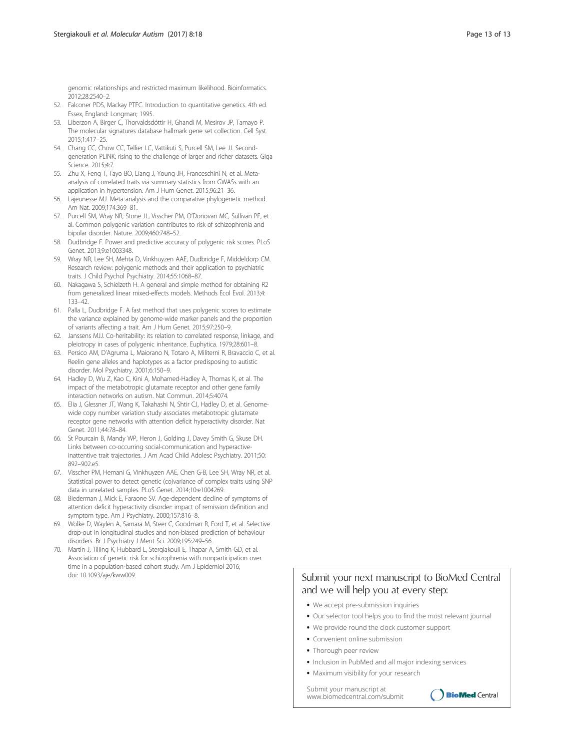genomic relationships and restricted maximum likelihood. Bioinformatics. 2012;28:2540–2.

52. Falconer PDS, Mackay PTFC. Introduction to quantitative genetics. 4th ed. Essex, England: Longman; 1995.
53. Liberzon A, Birger C, Thorvaldsdóttir H, Ghandi M, Mesirov JP, Tamayo P. The molecular signatures database hallmark gene set collection. Cell Syst. 2015;1:417–25.
54. Chang CC, Chow CC, Tellier LC, Vattikuti S, Purcell SM, Lee JJ. Second-generation PLINK: rising to the challenge of larger and richer datasets. Giga Science. 2015;4:7.
55. Zhu X, Feng T, Tayo BO, Liang J, Young JH, Franceschini N, et al. Meta-analysis of correlated traits via summary statistics from GWASs with an application in hypertension. Am J Hum Genet. 2015;96:21–36.
56. Lajeunesse MJ. Meta-analysis and the comparative phylogenetic method. Am Nat. 2009;174:369–81.
57. Purcell SM, Wray NR, Stone JL, Visscher PM, O'Donovan MC, Sullivan PF, et al. Common polygenic variation contributes to risk of schizophrenia and bipolar disorder. Nature. 2009;460:748–52.
58. Dudbridge F. Power and predictive accuracy of polygenic risk scores. PLoS Genet. 2013;9:e1003348.
59. Wray NR, Lee SH, Mehta D, Vinkhuyzen AAE, Dudbridge F, Middeldorp CM. Research review: polygenic methods and their application to psychiatric traits. J Child Psychol Psychiatry. 2014;55:1068–87.
60. Nakagawa S, Schielzeth H. A general and simple method for obtaining R2 from generalized linear mixed-effects models. Methods Ecol Evol. 2013;4: 133–42.
61. Palla L, Dudbridge F. A fast method that uses polygenic scores to estimate the variance explained by genome-wide marker panels and the proportion of variants affecting a trait. Am J Hum Genet. 2015;97:250–9.
62. Janssens MJJ. Co-heritability: its relation to correlated response, linkage, and pleiotropy in cases of polygenic inheritance. Euphytica. 1979;28:601–8.
63. Persico AM, D'Agruma L, Maiorano N, Totaro A, Militerni R, Bravaccio C, et al. Reelin gene alleles and haplotypes as a factor predisposing to autistic disorder. Mol Psychiatry. 2001;6:150–9.
64. Hadley D, Wu Z, Kao C, Kini A, Mohamed-Hadley A, Thomas K, et al. The impact of the metabotropic glutamate receptor and other gene family interaction networks on autism. Nat Commun. 2014;5:4074.
65. Elia J, Glessner JT, Wang K, Takahashi N, Shtir CJ, Hadley D, et al. Genome-wide copy number variation study associates metabotropic glutamate receptor gene networks with attention deficit hyperactivity disorder. Nat Genet. 2011;44:78–84.
66. St Pourcain B, Mandy WP, Heron J, Golding J, Davey Smith G, Skuse DH. Links between co-occurring social-communication and hyperactive-inattentive trait trajectories. J Am Acad Child Adolesc Psychiatry. 2011;50: 892–902.e5.
67. Visscher PM, Hemani G, Vinkhuyzen AAE, Chen G-B, Lee SH, Wray NR, et al. Statistical power to detect genetic (co)variance of complex traits using SNP data in unrelated samples. PLoS Genet. 2014;10:e1004269.
68. Biederman J, Mick E, Faraone SV. Age-dependent decline of symptoms of attention deficit hyperactivity disorder: impact of remission definition and symptom type. Am J Psychiatry. 2000;157:816–8.
69. Wolke D, Waylen A, Samara M, Steer C, Goodman R, Ford T, et al. Selective drop-out in longitudinal studies and non-biased prediction of behaviour disorders. Br J Psychiatry J Ment Sci. 2009;195:249–56.
70. Martin J, Tilling K, Hubbard L, Stergiakouli E, Thapar A, Smith GD, et al. Association of genetic risk for schizophrenia with nonparticipation over time in a population-based cohort study. Am J Epidemiol 2016; doi: 10.1093/aje/kww009.

Submit your next manuscript to BioMed Central and we will help you at every step:

- We accept pre-submission inquiries
- Our selector tool helps you to find the most relevant journal
- We provide round the clock customer support
- Convenient online submission
- Thorough peer review
- Inclusion in PubMed and all major indexing services
- Maximum visibility for your research

Submit your manuscript at www.biomedcentral.com/submit

BioMed Central